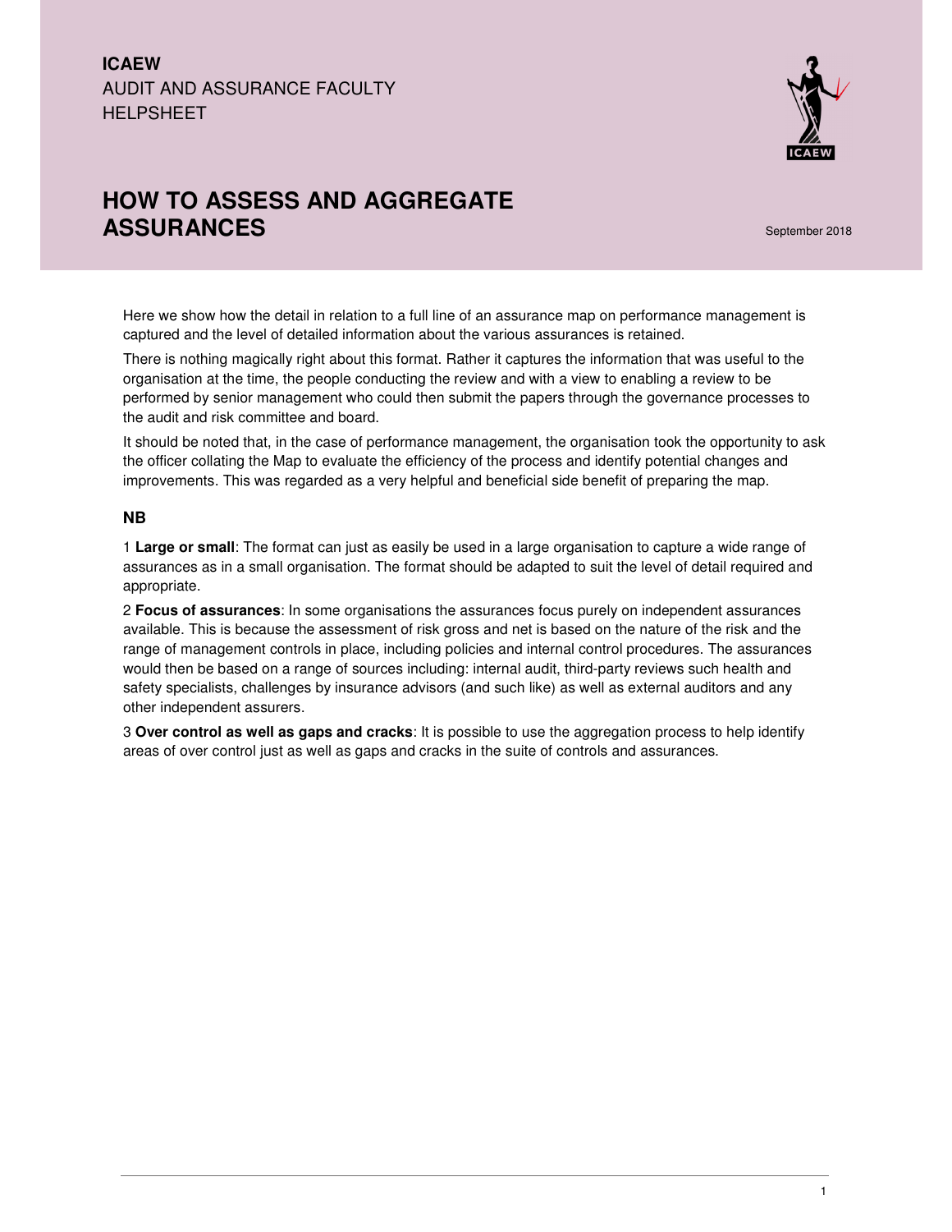**ICAEW**

AUDIT AND ASSURANCE FACULTY

HELPSHEET

# HOW TO ASSESS AND AGGREGATE ASSURANCES

September 2018

Here we show how the detail in relation to a full line of an assurance map on performance management is captured and the level of detailed information about the various assurances is retained.

There is nothing magically right about this format. Rather it captures the information that was useful to the organisation at the time, the people conducting the review and with a view to enabling a review to be performed by senior management who could then submit the papers through the governance processes to the audit and risk committee and board.

It should be noted that, in the case of performance management, the organisation took the opportunity to ask the officer collating the Map to evaluate the efficiency of the process and identify potential changes and improvements. This was regarded as a very helpful and beneficial side benefit of preparing the map.

### NB

1 **Large or small**: The format can just as easily be used in a large organisation to capture a wide range of assurances as in a small organisation. The format should be adapted to suit the level of detail required and appropriate.

2 **Focus of assurances**: In some organisations the assurances focus purely on independent assurances available. This is because the assessment of risk gross and net is based on the nature of the risk and the range of management controls in place, including policies and internal control procedures. The assurances would then be based on a range of sources including: internal audit, third-party reviews such health and safety specialists, challenges by insurance advisors (and such like) as well as external auditors and any other independent assurers.

3 **Over control as well as gaps and cracks**: It is possible to use the aggregation process to help identify areas of over control just as well as gaps and cracks in the suite of controls and assurances.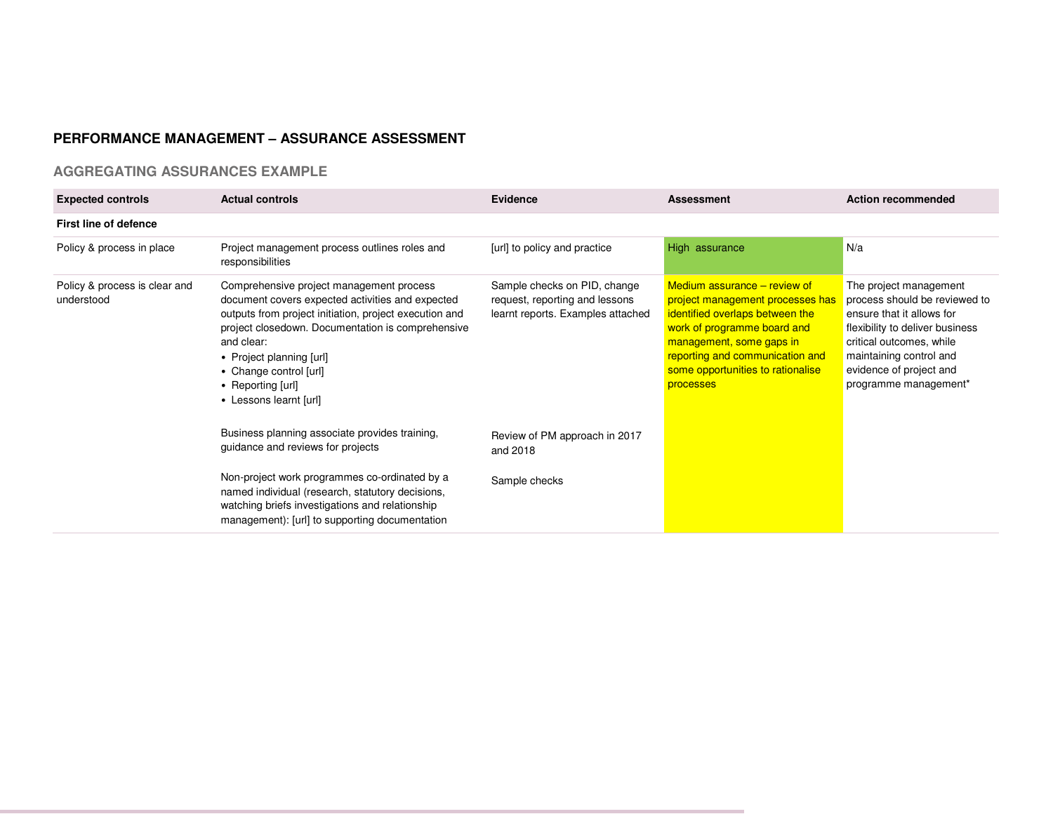## PERFORMANCE MANAGEMENT – ASSURANCE ASSESSMENT

### AGGREGATING ASSURANCES EXAMPLE

| Expected controls | Actual controls | Evidence | Assessment | Action recommended |
|---|---|---|---|---|
| **First line of defence** | | | | |
| Policy & process in place | Project management process outlines roles and responsibilities | [url] to policy and practice | High assurance | N/a |
| Policy & process is clear and understood | Comprehensive project management process document covers expected activities and expected outputs from project initiation, project execution and project closedown. Documentation is comprehensive and clear:<br>• Project planning [url]<br>• Change control [url]<br>• Reporting [url]<br>• Lessons learnt [url] | Sample checks on PID, change request, reporting and lessons learnt reports. Examples attached | Medium assurance – review of project management processes has identified overlaps between the work of programme board and management, some gaps in reporting and communication and some opportunities to rationalise processes | The project management process should be reviewed to ensure that it allows for flexibility to deliver business critical outcomes, while maintaining control and evidence of project and programme management* |
| | Business planning associate provides training, guidance and reviews for projects | Review of PM approach in 2017 and 2018 | | |
| | Non-project work programmes co-ordinated by a named individual (research, statutory decisions, watching briefs investigations and relationship management): [url] to supporting documentation | Sample checks | | |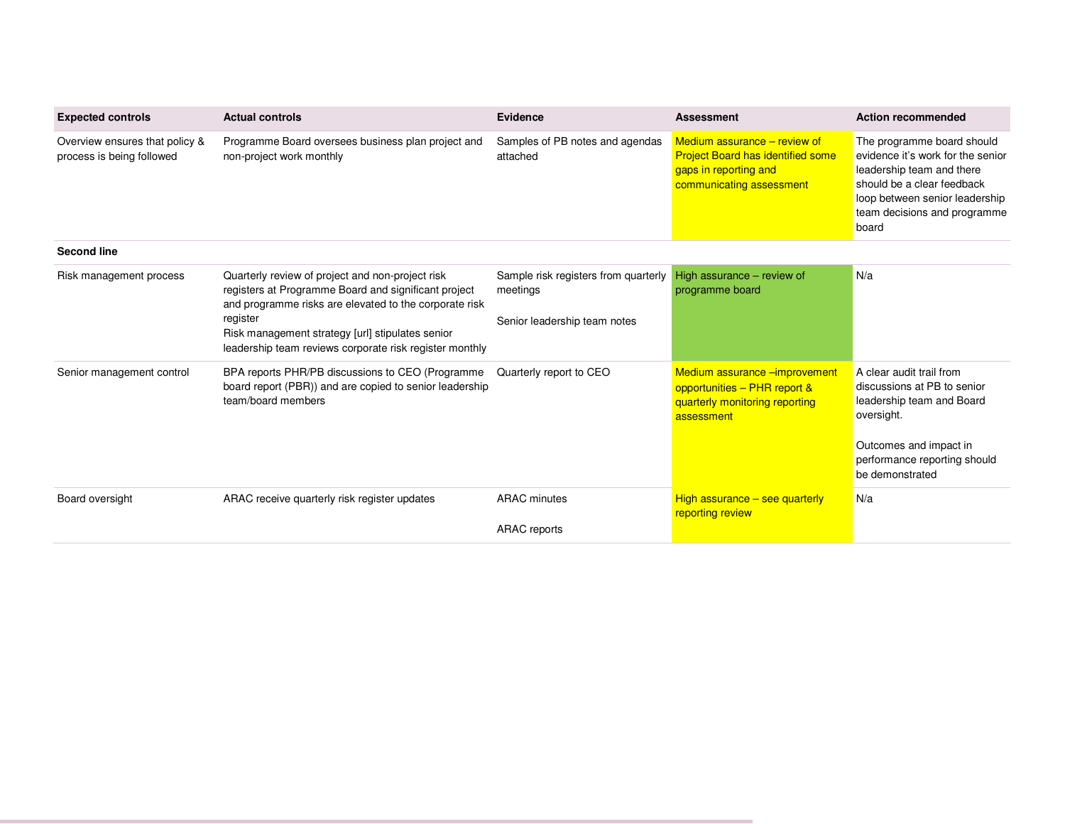| Expected controls | Actual controls | Evidence | Assessment | Action recommended |
|---|---|---|---|---|
| Overview ensures that policy & process is being followed | Programme Board oversees business plan project and non-project work monthly | Samples of PB notes and agendas attached | Medium assurance – review of Project Board has identified some gaps in reporting and communicating assessment | The programme board should evidence it's work for the senior leadership team and there should be a clear feedback loop between senior leadership team decisions and programme board |
| **Second line** | | | | |
| Risk management process | Quarterly review of project and non-project risk registers at Programme Board and significant project and programme risks are elevated to the corporate risk register<br>Risk management strategy [url] stipulates senior leadership team reviews corporate risk register monthly | Sample risk registers from quarterly meetings<br><br>Senior leadership team notes | High assurance – review of programme board | N/a |
| Senior management control | BPA reports PHR/PB discussions to CEO (Programme board report (PBR)) and are copied to senior leadership team/board members | Quarterly report to CEO | Medium assurance –improvement opportunities – PHR report & quarterly monitoring reporting assessment | A clear audit trail from discussions at PB to senior leadership team and Board oversight.<br><br>Outcomes and impact in performance reporting should be demonstrated |
| Board oversight | ARAC receive quarterly risk register updates | ARAC minutes<br><br>ARAC reports | High assurance – see quarterly reporting review | N/a |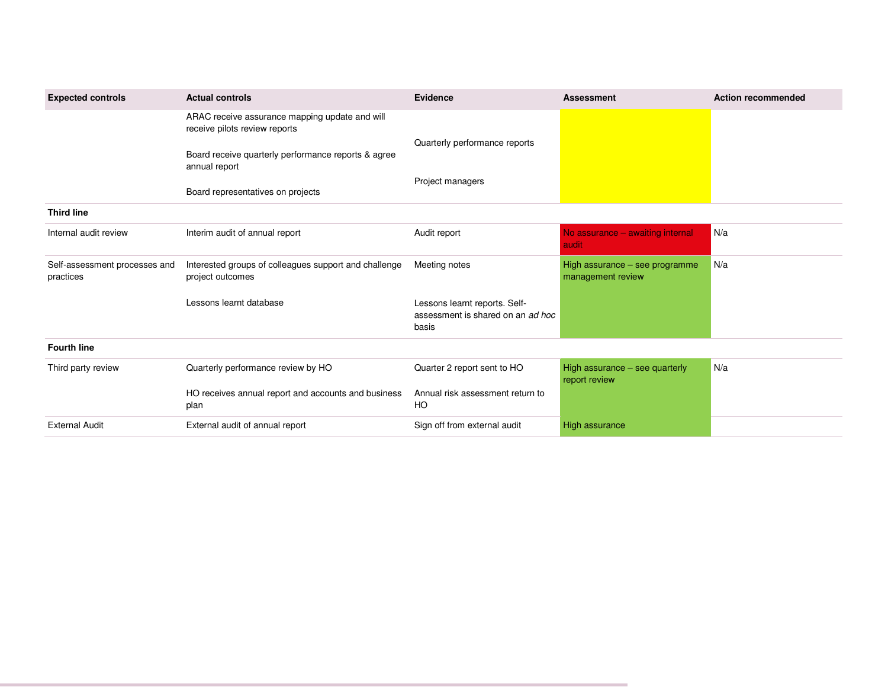| Expected controls | Actual controls | Evidence | Assessment | Action recommended |
|---|---|---|---|---|
| | ARAC receive assurance mapping update and will receive pilots review reports<br><br>Board receive quarterly performance reports & agree annual report<br><br>Board representatives on projects | Quarterly performance reports<br><br>Project managers | | |
| **Third line** | | | | |
| Internal audit review | Interim audit of annual report | Audit report | No assurance – awaiting internal audit | N/a |
| Self-assessment processes and practices | Interested groups of colleagues support and challenge project outcomes<br><br>Lessons learnt database | Meeting notes<br><br>Lessons learnt reports. Self-assessment is shared on an *ad hoc* basis | High assurance – see programme management review | N/a |
| **Fourth line** | | | | |
| Third party review | Quarterly performance review by HO<br><br>HO receives annual report and accounts and business plan | Quarter 2 report sent to HO<br><br>Annual risk assessment return to HO | High assurance – see quarterly report review | N/a |
| External Audit | External audit of annual report | Sign off from external audit | High assurance | |